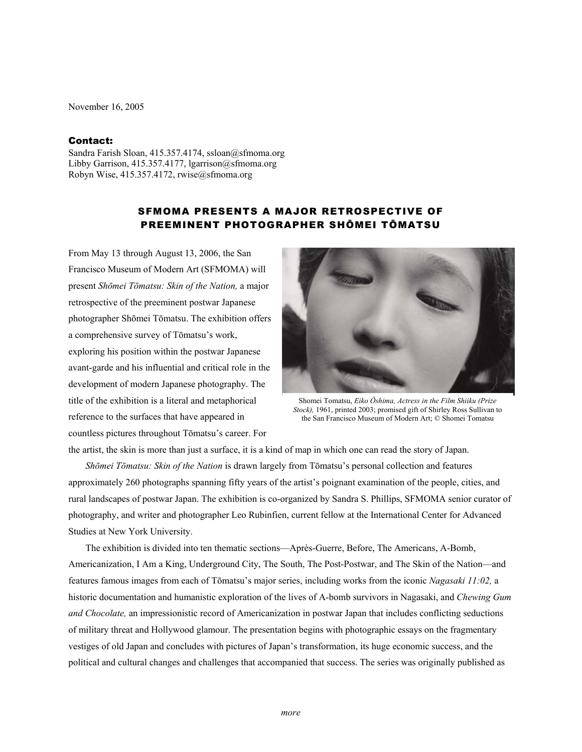November 16, 2005

**Contact:**
Sandra Farish Sloan, 415.357.4174, ssloan@sfmoma.org
Libby Garrison, 415.357.4177, lgarrison@sfmoma.org
Robyn Wise, 415.357.4172, rwise@sfmoma.org

## SFMOMA PRESENTS A MAJOR RETROSPECTIVE OF PREEMINENT PHOTOGRAPHER SHŌMEI TŌMATSU

From May 13 through August 13, 2006, the San Francisco Museum of Modern Art (SFMOMA) will present *Shōmei Tōmatsu: Skin of the Nation,* a major retrospective of the preeminent postwar Japanese photographer Shōmei Tōmatsu. The exhibition offers a comprehensive survey of Tōmatsu's work, exploring his position within the postwar Japanese avant-garde and his influential and critical role in the development of modern Japanese photography. The title of the exhibition is a literal and metaphorical reference to the surfaces that have appeared in countless pictures throughout Tōmatsu's career. For the artist, the skin is more than just a surface, it is a kind of map in which one can read the story of Japan.

Shomei Tomatsu, *Eiko Ôshima, Actress in the Film Shiiku (Prize Stock),* 1961, printed 2003; promised gift of Shirley Ross Sullivan to the San Francisco Museum of Modern Art; © Shomei Tomatsu

*Shōmei Tōmatsu: Skin of the Nation* is drawn largely from Tōmatsu's personal collection and features approximately 260 photographs spanning fifty years of the artist's poignant examination of the people, cities, and rural landscapes of postwar Japan. The exhibition is co-organized by Sandra S. Phillips, SFMOMA senior curator of photography, and writer and photographer Leo Rubinfien, current fellow at the International Center for Advanced Studies at New York University.

The exhibition is divided into ten thematic sections—Après-Guerre, Before, The Americans, A-Bomb, Americanization, I Am a King, Underground City, The South, The Post-Postwar, and The Skin of the Nation—and features famous images from each of Tōmatsu's major series, including works from the iconic *Nagasaki 11:02,* a historic documentation and humanistic exploration of the lives of A-bomb survivors in Nagasaki, and *Chewing Gum and Chocolate,* an impressionistic record of Americanization in postwar Japan that includes conflicting seductions of military threat and Hollywood glamour. The presentation begins with photographic essays on the fragmentary vestiges of old Japan and concludes with pictures of Japan's transformation, its huge economic success, and the political and cultural changes and challenges that accompanied that success. The series was originally published as

*more*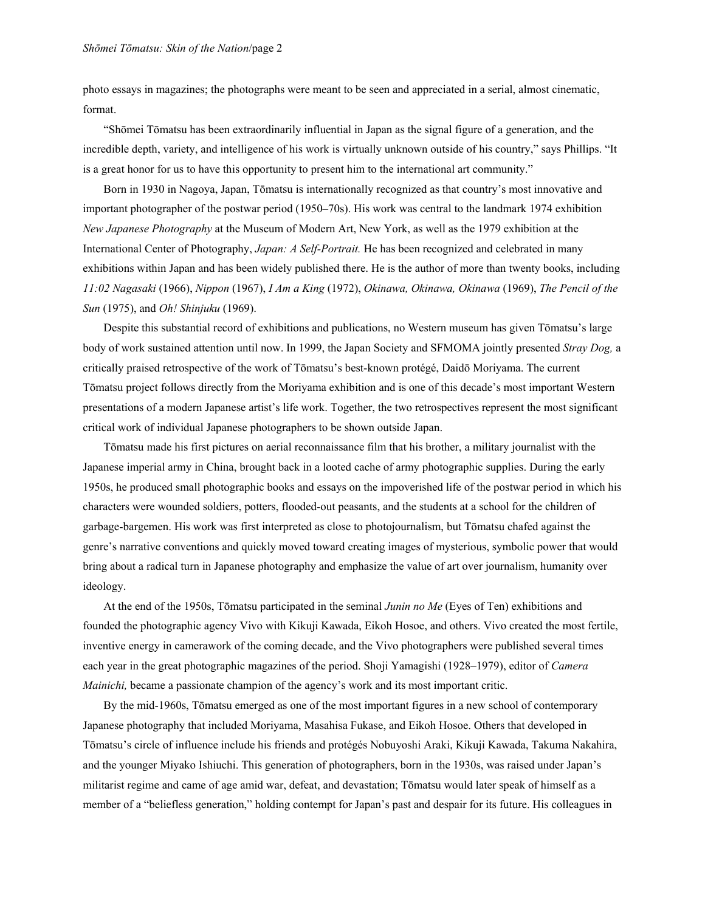photo essays in magazines; the photographs were meant to be seen and appreciated in a serial, almost cinematic, format.

"Shōmei Tōmatsu has been extraordinarily influential in Japan as the signal figure of a generation, and the incredible depth, variety, and intelligence of his work is virtually unknown outside of his country," says Phillips. "It is a great honor for us to have this opportunity to present him to the international art community."

Born in 1930 in Nagoya, Japan, Tōmatsu is internationally recognized as that country's most innovative and important photographer of the postwar period (1950–70s). His work was central to the landmark 1974 exhibition *New Japanese Photography* at the Museum of Modern Art, New York, as well as the 1979 exhibition at the International Center of Photography, *Japan: A Self-Portrait.* He has been recognized and celebrated in many exhibitions within Japan and has been widely published there. He is the author of more than twenty books, including *11:02 Nagasaki* (1966), *Nippon* (1967), *I Am a King* (1972), *Okinawa, Okinawa, Okinawa* (1969), *The Pencil of the Sun* (1975), and *Oh! Shinjuku* (1969).

Despite this substantial record of exhibitions and publications, no Western museum has given Tōmatsu's large body of work sustained attention until now. In 1999, the Japan Society and SFMOMA jointly presented *Stray Dog,* a critically praised retrospective of the work of Tōmatsu's best-known protégé, Daidō Moriyama. The current Tōmatsu project follows directly from the Moriyama exhibition and is one of this decade's most important Western presentations of a modern Japanese artist's life work. Together, the two retrospectives represent the most significant critical work of individual Japanese photographers to be shown outside Japan.

Tōmatsu made his first pictures on aerial reconnaissance film that his brother, a military journalist with the Japanese imperial army in China, brought back in a looted cache of army photographic supplies. During the early 1950s, he produced small photographic books and essays on the impoverished life of the postwar period in which his characters were wounded soldiers, potters, flooded-out peasants, and the students at a school for the children of garbage-bargemen. His work was first interpreted as close to photojournalism, but Tōmatsu chafed against the genre's narrative conventions and quickly moved toward creating images of mysterious, symbolic power that would bring about a radical turn in Japanese photography and emphasize the value of art over journalism, humanity over ideology.

At the end of the 1950s, Tōmatsu participated in the seminal *Junin no Me* (Eyes of Ten) exhibitions and founded the photographic agency Vivo with Kikuji Kawada, Eikoh Hosoe, and others. Vivo created the most fertile, inventive energy in camerawork of the coming decade, and the Vivo photographers were published several times each year in the great photographic magazines of the period. Shoji Yamagishi (1928–1979), editor of *Camera Mainichi,* became a passionate champion of the agency's work and its most important critic.

By the mid-1960s, Tōmatsu emerged as one of the most important figures in a new school of contemporary Japanese photography that included Moriyama, Masahisa Fukase, and Eikoh Hosoe. Others that developed in Tōmatsu's circle of influence include his friends and protégés Nobuyoshi Araki, Kikuji Kawada, Takuma Nakahira, and the younger Miyako Ishiuchi. This generation of photographers, born in the 1930s, was raised under Japan's militarist regime and came of age amid war, defeat, and devastation; Tōmatsu would later speak of himself as a member of a "beliefless generation," holding contempt for Japan's past and despair for its future. His colleagues in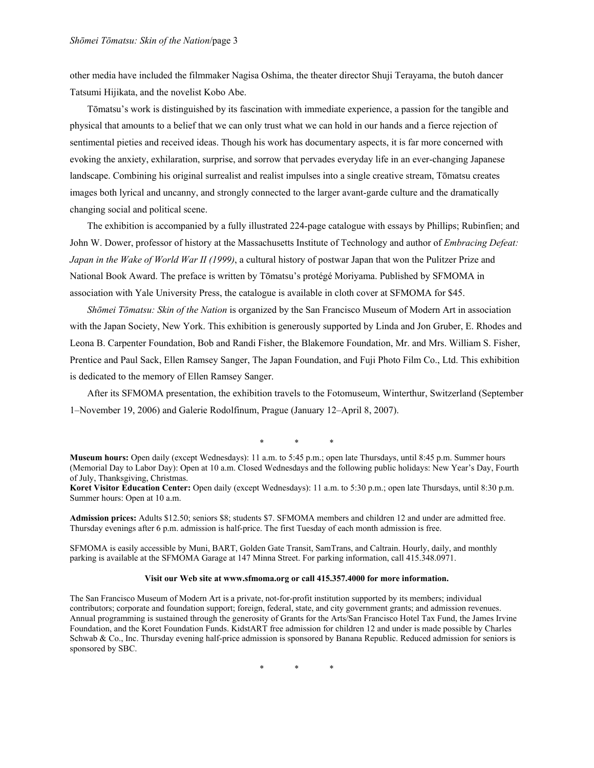other media have included the filmmaker Nagisa Oshima, the theater director Shuji Terayama, the butoh dancer Tatsumi Hijikata, and the novelist Kobo Abe.

Tōmatsu's work is distinguished by its fascination with immediate experience, a passion for the tangible and physical that amounts to a belief that we can only trust what we can hold in our hands and a fierce rejection of sentimental pieties and received ideas. Though his work has documentary aspects, it is far more concerned with evoking the anxiety, exhilaration, surprise, and sorrow that pervades everyday life in an ever-changing Japanese landscape. Combining his original surrealist and realist impulses into a single creative stream, Tōmatsu creates images both lyrical and uncanny, and strongly connected to the larger avant-garde culture and the dramatically changing social and political scene.

The exhibition is accompanied by a fully illustrated 224-page catalogue with essays by Phillips; Rubinfien; and John W. Dower, professor of history at the Massachusetts Institute of Technology and author of *Embracing Defeat: Japan in the Wake of World War II (1999)*, a cultural history of postwar Japan that won the Pulitzer Prize and National Book Award. The preface is written by Tōmatsu's protégé Moriyama. Published by SFMOMA in association with Yale University Press, the catalogue is available in cloth cover at SFMOMA for $45.

*Shōmei Tōmatsu: Skin of the Nation* is organized by the San Francisco Museum of Modern Art in association with the Japan Society, New York. This exhibition is generously supported by Linda and Jon Gruber, E. Rhodes and Leona B. Carpenter Foundation, Bob and Randi Fisher, the Blakemore Foundation, Mr. and Mrs. William S. Fisher, Prentice and Paul Sack, Ellen Ramsey Sanger, The Japan Foundation, and Fuji Photo Film Co., Ltd. This exhibition is dedicated to the memory of Ellen Ramsey Sanger.

After its SFMOMA presentation, the exhibition travels to the Fotomuseum, Winterthur, Switzerland (September 1–November 19, 2006) and Galerie Rodolfinum, Prague (January 12–April 8, 2007).

\* \* \*

**Museum hours:** Open daily (except Wednesdays): 11 a.m. to 5:45 p.m.; open late Thursdays, until 8:45 p.m. Summer hours (Memorial Day to Labor Day): Open at 10 a.m. Closed Wednesdays and the following public holidays: New Year's Day, Fourth of July, Thanksgiving, Christmas.
**Koret Visitor Education Center:** Open daily (except Wednesdays): 11 a.m. to 5:30 p.m.; open late Thursdays, until 8:30 p.m. Summer hours: Open at 10 a.m.

**Admission prices:** Adults $12.50; seniors $8; students $7. SFMOMA members and children 12 and under are admitted free. Thursday evenings after 6 p.m. admission is half-price. The first Tuesday of each month admission is free.

SFMOMA is easily accessible by Muni, BART, Golden Gate Transit, SamTrans, and Caltrain. Hourly, daily, and monthly parking is available at the SFMOMA Garage at 147 Minna Street. For parking information, call 415.348.0971.

**Visit our Web site at www.sfmoma.org or call 415.357.4000 for more information.**

The San Francisco Museum of Modern Art is a private, not-for-profit institution supported by its members; individual contributors; corporate and foundation support; foreign, federal, state, and city government grants; and admission revenues. Annual programming is sustained through the generosity of Grants for the Arts/San Francisco Hotel Tax Fund, the James Irvine Foundation, and the Koret Foundation Funds. KidstART free admission for children 12 and under is made possible by Charles Schwab & Co., Inc. Thursday evening half-price admission is sponsored by Banana Republic. Reduced admission for seniors is sponsored by SBC.

\* \* \*